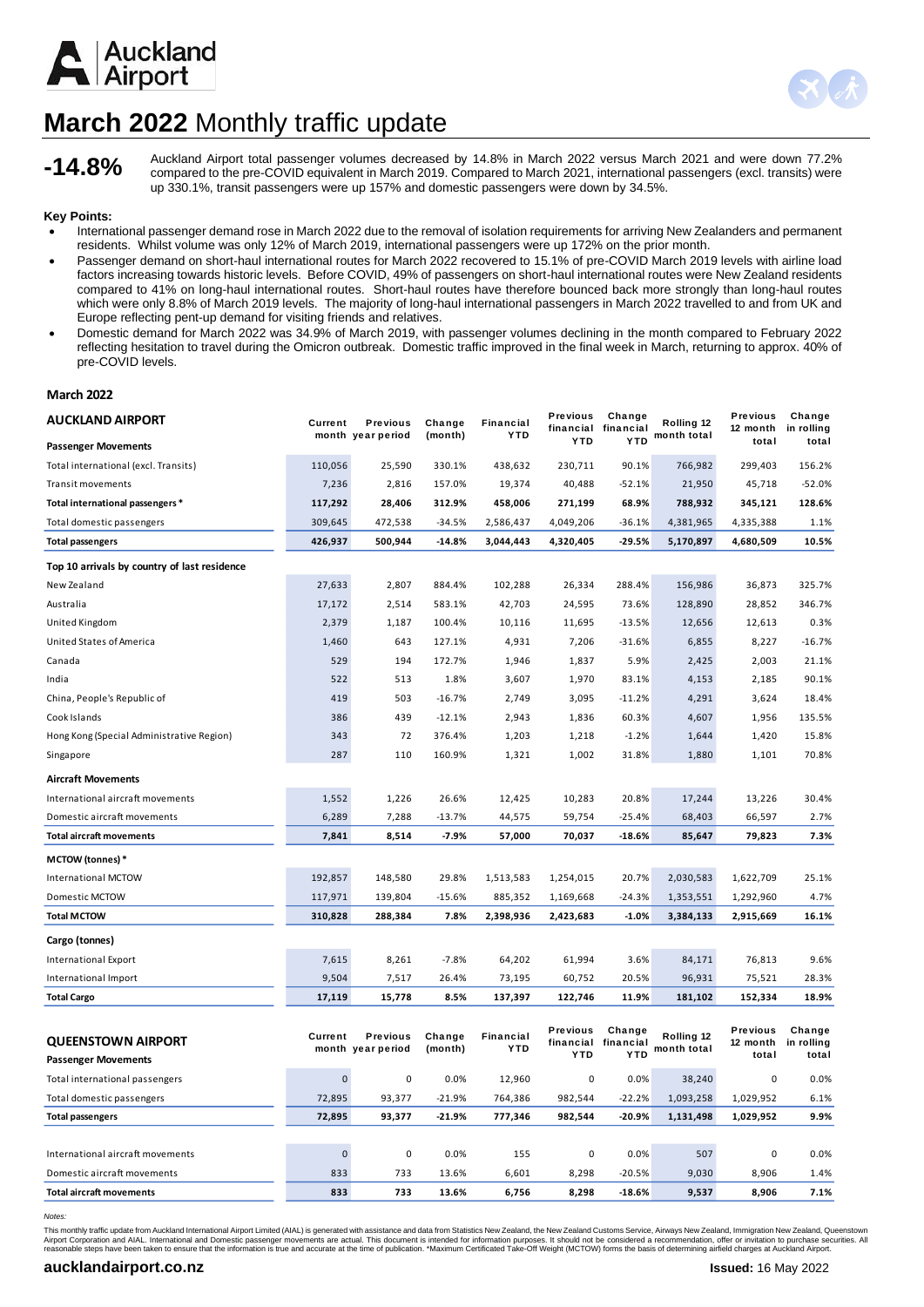# March 2022 Monthly traffic update

**-14.8%**

Auckland Airport total passenger volumes decreased by 14.8% in March 2022 versus March 2021 and were down 77.2% compared to the pre-COVID equivalent in March 2019. Compared to March 2021, international passengers (excl. transits) were up 330.1%, transit passengers were up 157% and domestic passengers were down by 34.5%.

**Key Points:**

- International passenger demand rose in March 2022 due to the removal of isolation requirements for arriving New Zealanders and permanent residents. Whilst volume was only 12% of March 2019, international passengers were up 172% on the prior month.
- Passenger demand on short-haul international routes for March 2022 recovered to 15.1% of pre-COVID March 2019 levels with airline load factors increasing towards historic levels. Before COVID, 49% of passengers on short-haul international routes were New Zealand residents compared to 41% on long-haul international routes. Short-haul routes have therefore bounced back more strongly than long-haul routes which were only 8.8% of March 2019 levels. The majority of long-haul international passengers in March 2022 travelled to and from UK and Europe reflecting pent-up demand for visiting friends and relatives.
- Domestic demand for March 2022 was 34.9% of March 2019, with passenger volumes declining in the month compared to February 2022 reflecting hesitation to travel during the Omicron outbreak. Domestic traffic improved in the final week in March, returning to approx. 40% of pre-COVID levels.

**March 2022**

| AUCKLAND AIRPORT | Current month | Previous year period | Change (month) | Financial YTD | Previous financial YTD | Change financial YTD | Rolling 12 month total | Previous 12 month total | Change in rolling total |
|---|---|---|---|---|---|---|---|---|---|
| **Passenger Movements** | | | | | | | | | |
| Total international (excl. Transits) | 110,056 | 25,590 | 330.1% | 438,632 | 230,711 | 90.1% | 766,982 | 299,403 | 156.2% |
| Transit movements | 7,236 | 2,816 | 157.0% | 19,374 | 40,488 | -52.1% | 21,950 | 45,718 | -52.0% |
| **Total international passengers *** | **117,292** | **28,406** | **312.9%** | **458,006** | **271,199** | **68.9%** | **788,932** | **345,121** | **128.6%** |
| Total domestic passengers | 309,645 | 472,538 | -34.5% | 2,586,437 | 4,049,206 | -36.1% | 4,381,965 | 4,335,388 | 1.1% |
| **Total passengers** | **426,937** | **500,944** | **-14.8%** | **3,044,443** | **4,320,405** | **-29.5%** | **5,170,897** | **4,680,509** | **10.5%** |
| **Top 10 arrivals by country of last residence** | | | | | | | | | |
| New Zealand | 27,633 | 2,807 | 884.4% | 102,288 | 26,334 | 288.4% | 156,986 | 36,873 | 325.7% |
| Australia | 17,172 | 2,514 | 583.1% | 42,703 | 24,595 | 73.6% | 128,890 | 28,852 | 346.7% |
| United Kingdom | 2,379 | 1,187 | 100.4% | 10,116 | 11,695 | -13.5% | 12,656 | 12,613 | 0.3% |
| United States of America | 1,460 | 643 | 127.1% | 4,931 | 7,206 | -31.6% | 6,855 | 8,227 | -16.7% |
| Canada | 529 | 194 | 172.7% | 1,946 | 1,837 | 5.9% | 2,425 | 2,003 | 21.1% |
| India | 522 | 513 | 1.8% | 3,607 | 1,970 | 83.1% | 4,153 | 2,185 | 90.1% |
| China, People's Republic of | 419 | 503 | -16.7% | 2,749 | 3,095 | -11.2% | 4,291 | 3,624 | 18.4% |
| Cook Islands | 386 | 439 | -12.1% | 2,943 | 1,836 | 60.3% | 4,607 | 1,956 | 135.5% |
| Hong Kong (Special Administrative Region) | 343 | 72 | 376.4% | 1,203 | 1,218 | -1.2% | 1,644 | 1,420 | 15.8% |
| Singapore | 287 | 110 | 160.9% | 1,321 | 1,002 | 31.8% | 1,880 | 1,101 | 70.8% |
| **Aircraft Movements** | | | | | | | | | |
| International aircraft movements | 1,552 | 1,226 | 26.6% | 12,425 | 10,283 | 20.8% | 17,244 | 13,226 | 30.4% |
| Domestic aircraft movements | 6,289 | 7,288 | -13.7% | 44,575 | 59,754 | -25.4% | 68,403 | 66,597 | 2.7% |
| **Total aircraft movements** | **7,841** | **8,514** | **-7.9%** | **57,000** | **70,037** | **-18.6%** | **85,647** | **79,823** | **7.3%** |
| **MCTOW (tonnes) *** | | | | | | | | | |
| International MCTOW | 192,857 | 148,580 | 29.8% | 1,513,583 | 1,254,015 | 20.7% | 2,030,583 | 1,622,709 | 25.1% |
| Domestic MCTOW | 117,971 | 139,804 | -15.6% | 885,352 | 1,169,668 | -24.3% | 1,353,551 | 1,292,960 | 4.7% |
| **Total MCTOW** | **310,828** | **288,384** | **7.8%** | **2,398,936** | **2,423,683** | **-1.0%** | **3,384,133** | **2,915,669** | **16.1%** |
| **Cargo (tonnes)** | | | | | | | | | |
| International Export | 7,615 | 8,261 | -7.8% | 64,202 | 61,994 | 3.6% | 84,171 | 76,813 | 9.6% |
| International Import | 9,504 | 7,517 | 26.4% | 73,195 | 60,752 | 20.5% | 96,931 | 75,521 | 28.3% |
| **Total Cargo** | **17,119** | **15,778** | **8.5%** | **137,397** | **122,746** | **11.9%** | **181,102** | **152,334** | **18.9%** |

| QUEENSTOWN AIRPORT | Current month | Previous year period | Change (month) | Financial YTD | Previous financial YTD | Change financial YTD | Rolling 12 month total | Previous 12 month total | Change in rolling total |
|---|---|---|---|---|---|---|---|---|---|
| **Passenger Movements** | | | | | | | | | |
| Total international passengers | 0 | 0 | 0.0% | 12,960 | 0 | 0.0% | 38,240 | 0 | 0.0% |
| Total domestic passengers | 72,895 | 93,377 | -21.9% | 764,386 | 982,544 | -22.2% | 1,093,258 | 1,029,952 | 6.1% |
| **Total passengers** | **72,895** | **93,377** | **-21.9%** | **777,346** | **982,544** | **-20.9%** | **1,131,498** | **1,029,952** | **9.9%** |
| International aircraft movements | 0 | 0 | 0.0% | 155 | 0 | 0.0% | 507 | 0 | 0.0% |
| Domestic aircraft movements | 833 | 733 | 13.6% | 6,601 | 8,298 | -20.5% | 9,030 | 8,906 | 1.4% |
| **Total aircraft movements** | **833** | **733** | **13.6%** | **6,756** | **8,298** | **-18.6%** | **9,537** | **8,906** | **7.1%** |

*Notes:*

This monthly traffic update from Auckland International Airport Limited (AIAL) is generated with assistance and data from Statistics New Zealand, the New Zealand Customs Service, Airways New Zealand, Immigration New Zealand, Queenstown Airport Corporation and AIAL. International and Domestic passenger movements are actual. This document is intended for information purposes. It should not be considered a recommendation, offer or invitation to purchase securities. All reasonable steps have been taken to ensure that the information is true and accurate at the time of publication. *Maximum Certificated Take-Off Weight (MCTOW) forms the basis of determining airfield charges at Auckland Airport.

**aucklandairport.co.nz**

**Issued:** 16 May 2022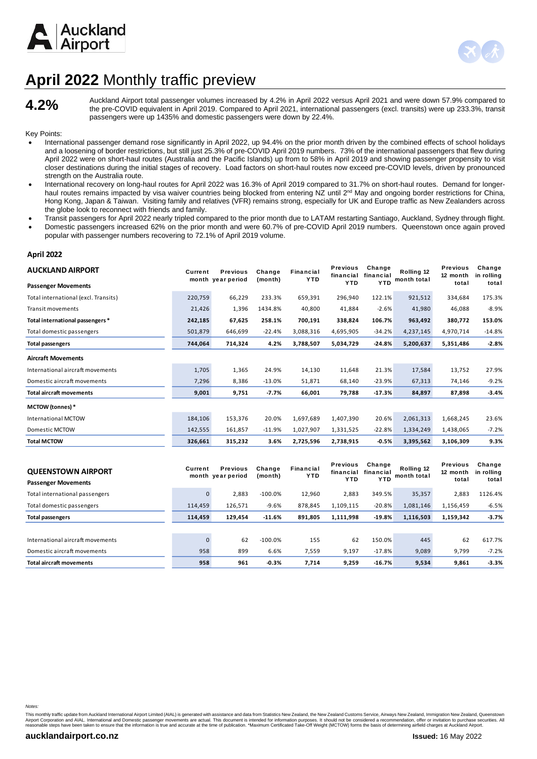# **April 2022** Monthly traffic preview

**4.2%**

Auckland Airport total passenger volumes increased by 4.2% in April 2022 versus April 2021 and were down 57.9% compared to the pre-COVID equivalent in April 2019. Compared to April 2021, international passengers (excl. transits) were up 233.3%, transit passengers were up 1435% and domestic passengers were down by 22.4%.

Key Points:

- International passenger demand rose significantly in April 2022, up 94.4% on the prior month driven by the combined effects of school holidays and a loosening of border restrictions, but still just 25.3% of pre-COVID April 2019 numbers. 73% of the international passengers that flew during April 2022 were on short-haul routes (Australia and the Pacific Islands) up from to 58% in April 2019 and showing passenger propensity to visit closer destinations during the initial stages of recovery. Load factors on short-haul routes now exceed pre-COVID levels, driven by pronounced strength on the Australia route.
- International recovery on long-haul routes for April 2022 was 16.3% of April 2019 compared to 31.7% on short-haul routes. Demand for longer-haul routes remains impacted by visa waiver countries being blocked from entering NZ until 2nd May and ongoing border restrictions for China, Hong Kong, Japan & Taiwan. Visiting family and relatives (VFR) remains strong, especially for UK and Europe traffic as New Zealanders across the globe look to reconnect with friends and family.
- Transit passengers for April 2022 nearly tripled compared to the prior month due to LATAM restarting Santiago, Auckland, Sydney through flight.
- Domestic passengers increased 62% on the prior month and were 60.7% of pre-COVID April 2019 numbers. Queenstown once again proved popular with passenger numbers recovering to 72.1% of April 2019 volume.

**April 2022**

| **AUCKLAND AIRPORT** | Current month | Previous year period | Change (month) | Financial YTD | Previous financial YTD | Change financial YTD | Rolling 12 month total | Previous 12 month total | Change in rolling total |
|---|---|---|---|---|---|---|---|---|---|
| **Passenger Movements** | | | | | | | | | |
| Total international (excl. Transits) | 220,759 | 66,229 | 233.3% | 659,391 | 296,940 | 122.1% | 921,512 | 334,684 | 175.3% |
| Transit movements | 21,426 | 1,396 | 1434.8% | 40,800 | 41,884 | -2.6% | 41,980 | 46,088 | -8.9% |
| **Total international passengers \*** | **242,185** | **67,625** | **258.1%** | **700,191** | **338,824** | **106.7%** | **963,492** | **380,772** | **153.0%** |
| Total domestic passengers | 501,879 | 646,699 | -22.4% | 3,088,316 | 4,695,905 | -34.2% | 4,237,145 | 4,970,714 | -14.8% |
| **Total passengers** | **744,064** | **714,324** | **4.2%** | **3,788,507** | **5,034,729** | **-24.8%** | **5,200,637** | **5,351,486** | **-2.8%** |
| **Aircraft Movements** | | | | | | | | | |
| International aircraft movements | 1,705 | 1,365 | 24.9% | 14,130 | 11,648 | 21.3% | 17,584 | 13,752 | 27.9% |
| Domestic aircraft movements | 7,296 | 8,386 | -13.0% | 51,871 | 68,140 | -23.9% | 67,313 | 74,146 | -9.2% |
| **Total aircraft movements** | **9,001** | **9,751** | **-7.7%** | **66,001** | **79,788** | **-17.3%** | **84,897** | **87,898** | **-3.4%** |
| **MCTOW (tonnes) \*** | | | | | | | | | |
| International MCTOW | 184,106 | 153,376 | 20.0% | 1,697,689 | 1,407,390 | 20.6% | 2,061,313 | 1,668,245 | 23.6% |
| Domestic MCTOW | 142,555 | 161,857 | -11.9% | 1,027,907 | 1,331,525 | -22.8% | 1,334,249 | 1,438,065 | -7.2% |
| **Total MCTOW** | **326,661** | **315,232** | **3.6%** | **2,725,596** | **2,738,915** | **-0.5%** | **3,395,562** | **3,106,309** | **9.3%** |

| **QUEENSTOWN AIRPORT** | Current month | Previous year period | Change (month) | Financial YTD | Previous financial YTD | Change financial YTD | Rolling 12 month total | Previous 12 month total | Change in rolling total |
|---|---|---|---|---|---|---|---|---|---|
| **Passenger Movements** | | | | | | | | | |
| Total international passengers | 0 | 2,883 | -100.0% | 12,960 | 2,883 | 349.5% | 35,357 | 2,883 | 1126.4% |
| Total domestic passengers | 114,459 | 126,571 | -9.6% | 878,845 | 1,109,115 | -20.8% | 1,081,146 | 1,156,459 | -6.5% |
| **Total passengers** | **114,459** | **129,454** | **-11.6%** | **891,805** | **1,111,998** | **-19.8%** | **1,116,503** | **1,159,342** | **-3.7%** |
| | | | | | | | | | |
| International aircraft movements | 0 | 62 | -100.0% | 155 | 62 | 150.0% | 445 | 62 | 617.7% |
| Domestic aircraft movements | 958 | 899 | 6.6% | 7,559 | 9,197 | -17.8% | 9,089 | 9,799 | -7.2% |
| **Total aircraft movements** | **958** | **961** | **-0.3%** | **7,714** | **9,259** | **-16.7%** | **9,534** | **9,861** | **-3.3%** |

*Notes:*

This monthly traffic update from Auckland International Airport Limited (AIAL) is generated with assistance and data from Statistics New Zealand, the New Zealand Customs Service, Airways New Zealand, Immigration New Zealand, Queenstown Airport Corporation and AIAL. International and Domestic passenger movements are actual. This document is intended for information purposes. It should not be considered a recommendation, offer or invitation to purchase securities. All reasonable steps have been taken to ensure that the information is true and accurate at the time of publication. \*Maximum Certificated Take-Off Weight (MCTOW) forms the basis of determining airfield charges at Auckland Airport.

**aucklandairport.co.nz**

**Issued:** 16 May 2022